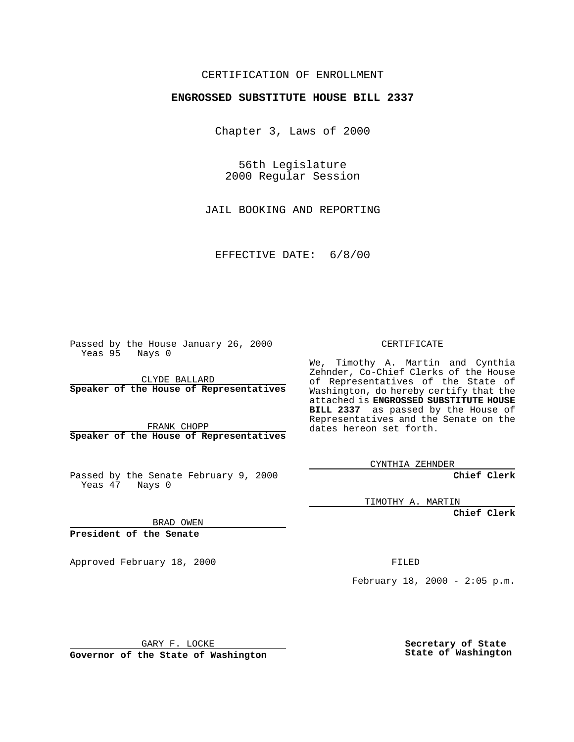CERTIFICATION OF ENROLLMENT

**ENGROSSED SUBSTITUTE HOUSE BILL 2337**

Chapter 3, Laws of 2000

56th Legislature
2000 Regular Session

JAIL BOOKING AND REPORTING

EFFECTIVE DATE: 6/8/00

Passed by the House January 26, 2000
Yeas 95 Nays 0

CLYDE BALLARD
**Speaker of the House of Representatives**

FRANK CHOPP
**Speaker of the House of Representatives**

Passed by the Senate February 9, 2000
Yeas 47 Nays 0

BRAD OWEN
**President of the Senate**

Approved February 18, 2000

GARY F. LOCKE
**Governor of the State of Washington**

CERTIFICATE

We, Timothy A. Martin and Cynthia Zehnder, Co-Chief Clerks of the House of Representatives of the State of Washington, do hereby certify that the attached is **ENGROSSED SUBSTITUTE HOUSE BILL 2337** as passed by the House of Representatives and the Senate on the dates hereon set forth.

CYNTHIA ZEHNDER
**Chief Clerk**

TIMOTHY A. MARTIN
**Chief Clerk**

FILED

February 18, 2000 - 2:05 p.m.

**Secretary of State**
**State of Washington**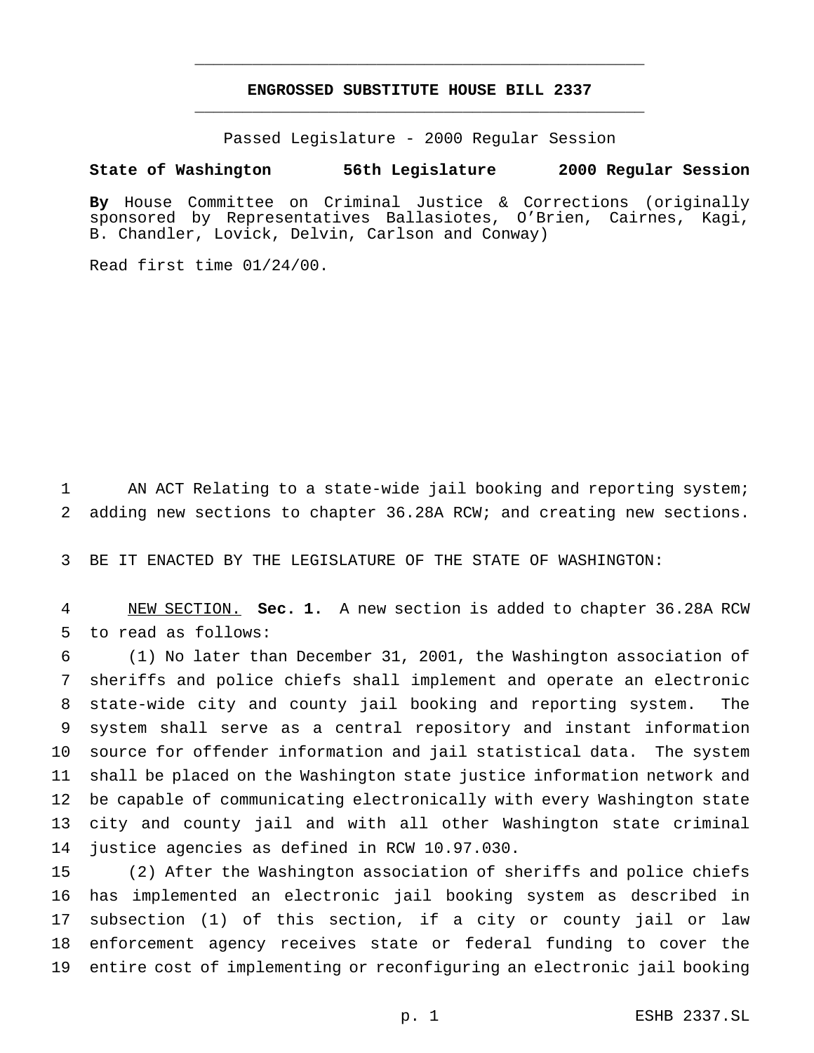# ENGROSSED SUBSTITUTE HOUSE BILL 2337

Passed Legislature - 2000 Regular Session

**State of Washington 56th Legislature 2000 Regular Session**

**By** House Committee on Criminal Justice & Corrections (originally sponsored by Representatives Ballasiotes, O'Brien, Cairnes, Kagi, B. Chandler, Lovick, Delvin, Carlson and Conway)

Read first time 01/24/00.

AN ACT Relating to a state-wide jail booking and reporting system; adding new sections to chapter 36.28A RCW; and creating new sections.

BE IT ENACTED BY THE LEGISLATURE OF THE STATE OF WASHINGTON:

NEW SECTION. **Sec. 1.** A new section is added to chapter 36.28A RCW to read as follows:

(1) No later than December 31, 2001, the Washington association of sheriffs and police chiefs shall implement and operate an electronic state-wide city and county jail booking and reporting system. The system shall serve as a central repository and instant information source for offender information and jail statistical data. The system shall be placed on the Washington state justice information network and be capable of communicating electronically with every Washington state city and county jail and with all other Washington state criminal justice agencies as defined in RCW 10.97.030.

(2) After the Washington association of sheriffs and police chiefs has implemented an electronic jail booking system as described in subsection (1) of this section, if a city or county jail or law enforcement agency receives state or federal funding to cover the entire cost of implementing or reconfiguring an electronic jail booking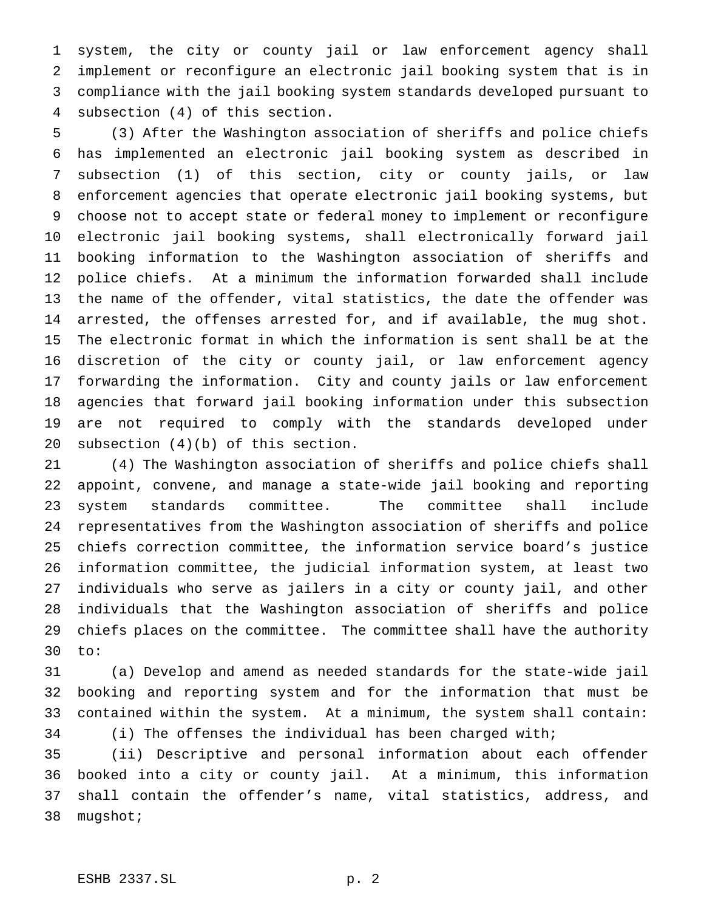system, the city or county jail or law enforcement agency shall implement or reconfigure an electronic jail booking system that is in compliance with the jail booking system standards developed pursuant to subsection (4) of this section.

(3) After the Washington association of sheriffs and police chiefs has implemented an electronic jail booking system as described in subsection (1) of this section, city or county jails, or law enforcement agencies that operate electronic jail booking systems, but choose not to accept state or federal money to implement or reconfigure electronic jail booking systems, shall electronically forward jail booking information to the Washington association of sheriffs and police chiefs. At a minimum the information forwarded shall include the name of the offender, vital statistics, the date the offender was arrested, the offenses arrested for, and if available, the mug shot. The electronic format in which the information is sent shall be at the discretion of the city or county jail, or law enforcement agency forwarding the information. City and county jails or law enforcement agencies that forward jail booking information under this subsection are not required to comply with the standards developed under subsection (4)(b) of this section.

(4) The Washington association of sheriffs and police chiefs shall appoint, convene, and manage a state-wide jail booking and reporting system standards committee. The committee shall include representatives from the Washington association of sheriffs and police chiefs correction committee, the information service board's justice information committee, the judicial information system, at least two individuals who serve as jailers in a city or county jail, and other individuals that the Washington association of sheriffs and police chiefs places on the committee. The committee shall have the authority to:

(a) Develop and amend as needed standards for the state-wide jail booking and reporting system and for the information that must be contained within the system. At a minimum, the system shall contain:

(i) The offenses the individual has been charged with;

(ii) Descriptive and personal information about each offender booked into a city or county jail. At a minimum, this information shall contain the offender's name, vital statistics, address, and mugshot;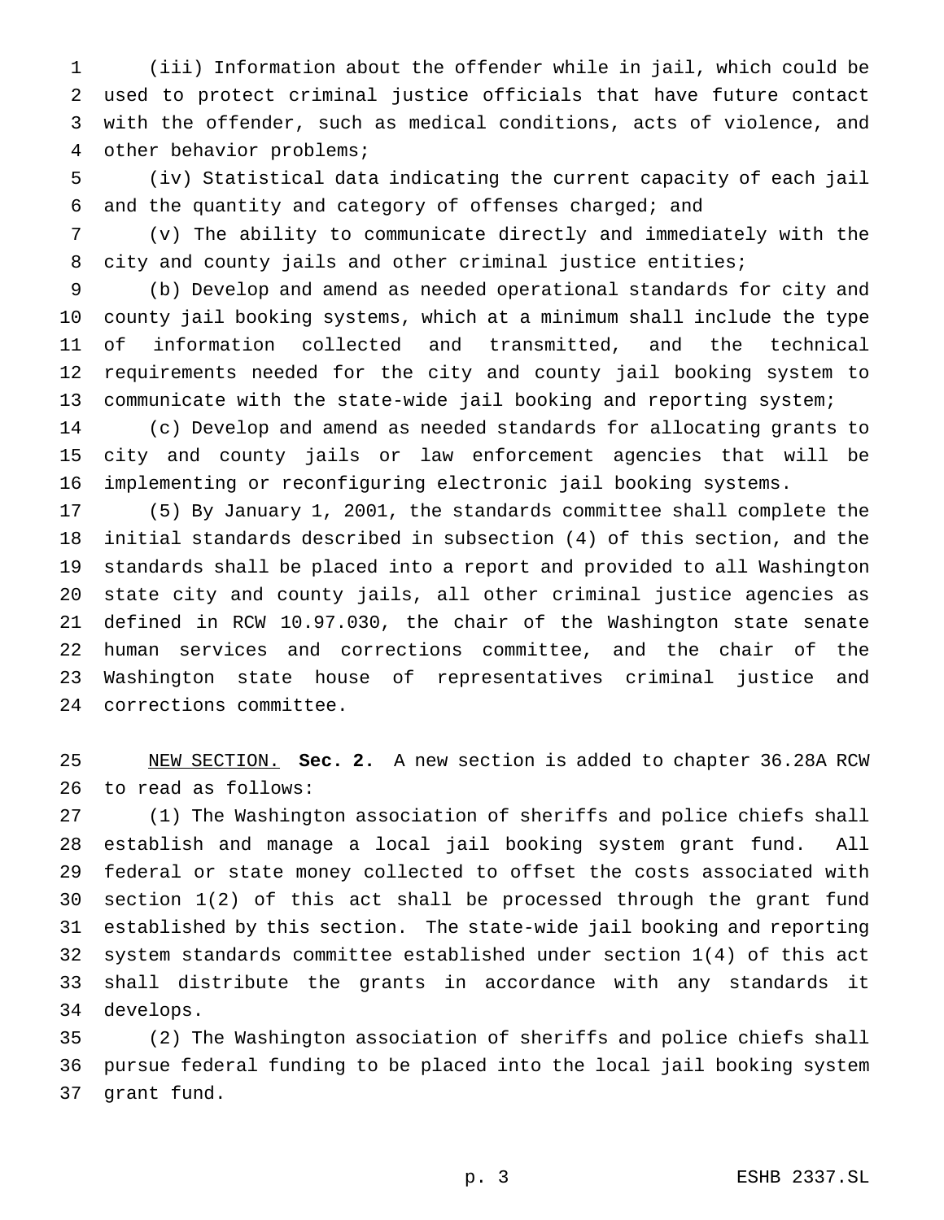(iii) Information about the offender while in jail, which could be used to protect criminal justice officials that have future contact with the offender, such as medical conditions, acts of violence, and other behavior problems;

(iv) Statistical data indicating the current capacity of each jail and the quantity and category of offenses charged; and

(v) The ability to communicate directly and immediately with the city and county jails and other criminal justice entities;

(b) Develop and amend as needed operational standards for city and county jail booking systems, which at a minimum shall include the type of information collected and transmitted, and the technical requirements needed for the city and county jail booking system to communicate with the state-wide jail booking and reporting system;

(c) Develop and amend as needed standards for allocating grants to city and county jails or law enforcement agencies that will be implementing or reconfiguring electronic jail booking systems.

(5) By January 1, 2001, the standards committee shall complete the initial standards described in subsection (4) of this section, and the standards shall be placed into a report and provided to all Washington state city and county jails, all other criminal justice agencies as defined in RCW 10.97.030, the chair of the Washington state senate human services and corrections committee, and the chair of the Washington state house of representatives criminal justice and corrections committee.

NEW SECTION. **Sec. 2.** A new section is added to chapter 36.28A RCW to read as follows:

(1) The Washington association of sheriffs and police chiefs shall establish and manage a local jail booking system grant fund. All federal or state money collected to offset the costs associated with section 1(2) of this act shall be processed through the grant fund established by this section. The state-wide jail booking and reporting system standards committee established under section 1(4) of this act shall distribute the grants in accordance with any standards it develops.

(2) The Washington association of sheriffs and police chiefs shall pursue federal funding to be placed into the local jail booking system grant fund.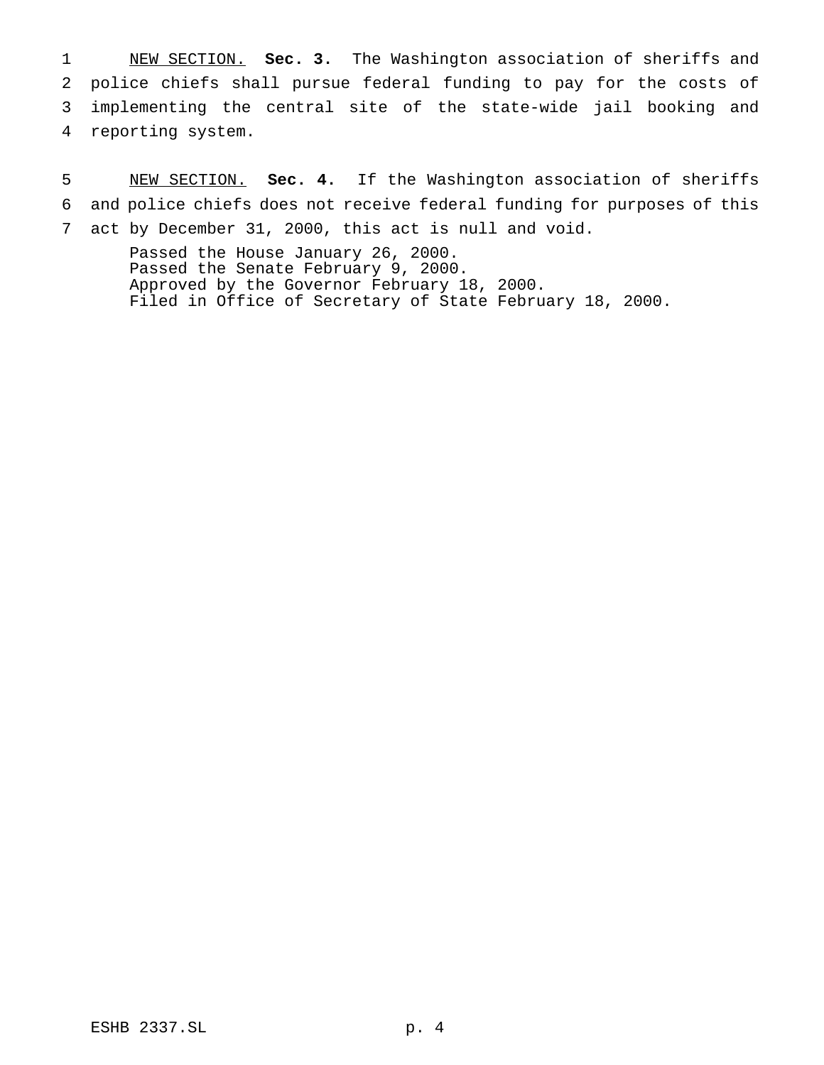NEW SECTION. **Sec. 3.** The Washington association of sheriffs and police chiefs shall pursue federal funding to pay for the costs of implementing the central site of the state-wide jail booking and reporting system.

NEW SECTION. **Sec. 4.** If the Washington association of sheriffs and police chiefs does not receive federal funding for purposes of this act by December 31, 2000, this act is null and void.

Passed the House January 26, 2000.
Passed the Senate February 9, 2000.
Approved by the Governor February 18, 2000.
Filed in Office of Secretary of State February 18, 2000.